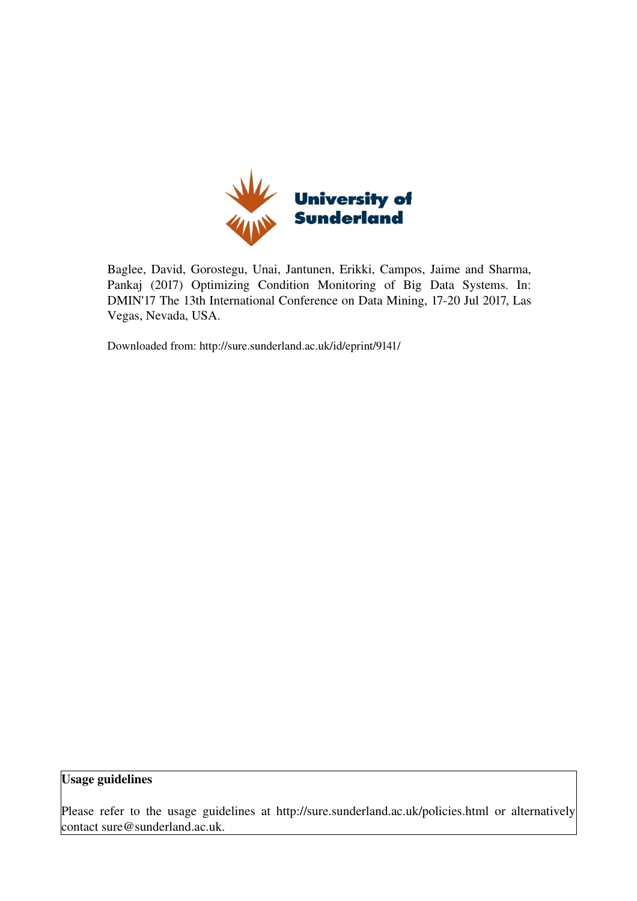University of Sunderland

Baglee, David, Gorostegu, Unai, Jantunen, Erikki, Campos, Jaime and Sharma, Pankaj (2017) Optimizing Condition Monitoring of Big Data Systems. In: DMIN'17 The 13th International Conference on Data Mining, 17-20 Jul 2017, Las Vegas, Nevada, USA.

Downloaded from: http://sure.sunderland.ac.uk/id/eprint/9141/

**Usage guidelines**

Please refer to the usage guidelines at http://sure.sunderland.ac.uk/policies.html or alternatively contact sure@sunderland.ac.uk.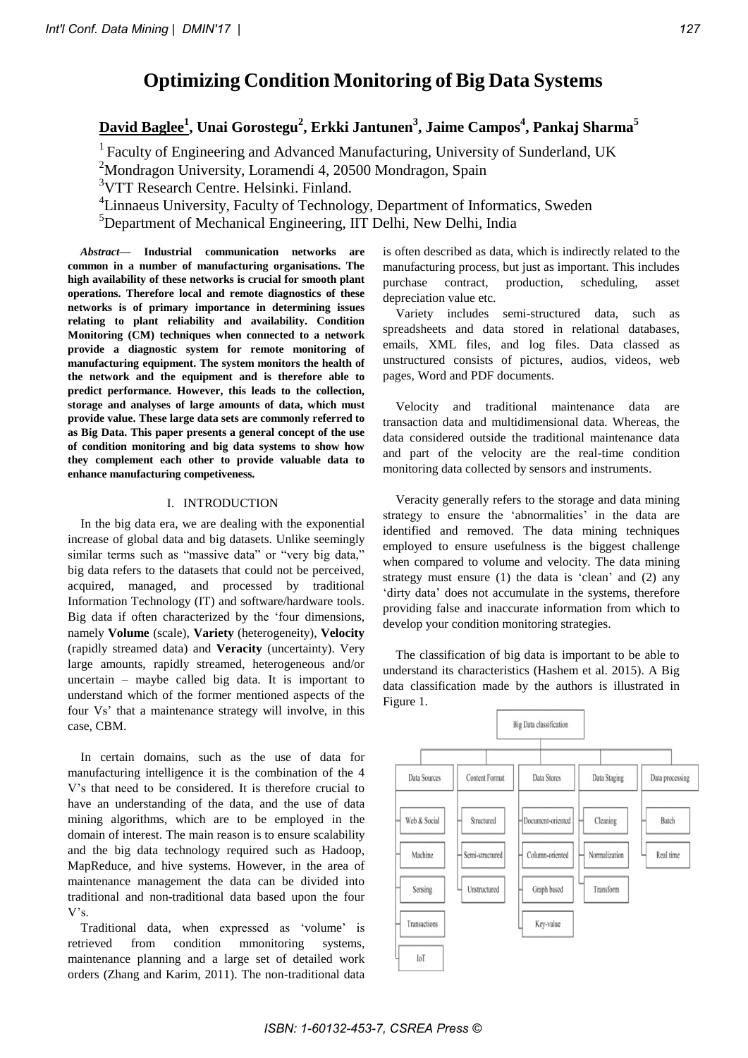# Optimizing Condition Monitoring of Big Data Systems

**David Baglee[1], Unai Gorostegu[2], Erkki Jantunen[3], Jaime Campos[4], Pankaj Sharma[5]**

[1] Faculty of Engineering and Advanced Manufacturing, University of Sunderland, UK
[2]Mondragon University, Loramendi 4, 20500 Mondragon, Spain
[3]VTT Research Centre. Helsinki. Finland.
[4]Linnaeus University, Faculty of Technology, Department of Informatics, Sweden
[5]Department of Mechanical Engineering, IIT Delhi, New Delhi, India

***Abstract*— Industrial communication networks are common in a number of manufacturing organisations. The high availability of these networks is crucial for smooth plant operations. Therefore local and remote diagnostics of these networks is of primary importance in determining issues relating to plant reliability and availability. Condition Monitoring (CM) techniques when connected to a network provide a diagnostic system for remote monitoring of manufacturing equipment. The system monitors the health of the network and the equipment and is therefore able to predict performance. However, this leads to the collection, storage and analyses of large amounts of data, which must provide value. These large data sets are commonly referred to as Big Data. This paper presents a general concept of the use of condition monitoring and big data systems to show how they complement each other to provide valuable data to enhance manufacturing competiveness.**

## I. INTRODUCTION

In the big data era, we are dealing with the exponential increase of global data and big datasets. Unlike seemingly similar terms such as "massive data" or "very big data," big data refers to the datasets that could not be perceived, acquired, managed, and processed by traditional Information Technology (IT) and software/hardware tools. Big data if often characterized by the 'four dimensions, namely **Volume** (scale), **Variety** (heterogeneity), **Velocity** (rapidly streamed data) and **Veracity** (uncertainty). Very large amounts, rapidly streamed, heterogeneous and/or uncertain – maybe called big data. It is important to understand which of the former mentioned aspects of the four Vs' that a maintenance strategy will involve, in this case, CBM.

In certain domains, such as the use of data for manufacturing intelligence it is the combination of the 4 V's that need to be considered. It is therefore crucial to have an understanding of the data, and the use of data mining algorithms, which are to be employed in the domain of interest. The main reason is to ensure scalability and the big data technology required such as Hadoop, MapReduce, and hive systems. However, in the area of maintenance management the data can be divided into traditional and non-traditional data based upon the four V's.

Traditional data, when expressed as 'volume' is retrieved from condition mmonitoring systems, maintenance planning and a large set of detailed work orders (Zhang and Karim, 2011). The non-traditional data is often described as data, which is indirectly related to the manufacturing process, but just as important. This includes purchase contract, production, scheduling, asset depreciation value etc.

Variety includes semi-structured data, such as spreadsheets and data stored in relational databases, emails, XML files, and log files. Data classed as unstructured consists of pictures, audios, videos, web pages, Word and PDF documents.

Velocity and traditional maintenance data are transaction data and multidimensional data. Whereas, the data considered outside the traditional maintenance data and part of the velocity are the real-time condition monitoring data collected by sensors and instruments.

Veracity generally refers to the storage and data mining strategy to ensure the 'abnormalities' in the data are identified and removed. The data mining techniques employed to ensure usefulness is the biggest challenge when compared to volume and velocity. The data mining strategy must ensure (1) the data is 'clean' and (2) any 'dirty data' does not accumulate in the systems, therefore providing false and inaccurate information from which to develop your condition monitoring strategies.

The classification of big data is important to be able to understand its characteristics (Hashem et al. 2015). A Big data classification made by the authors is illustrated in Figure 1.

Big Data classification
Data Sources
Web & Social
Machine
Sensing
Transactions
IoT
Content Format
Structured
Semi-structured
Unstructured
Data Stores
Document-oriented
Column-oriented
Graph based
Key-value
Data Staging
Cleaning
Normalization
Transform
Data processing
Batch
Real time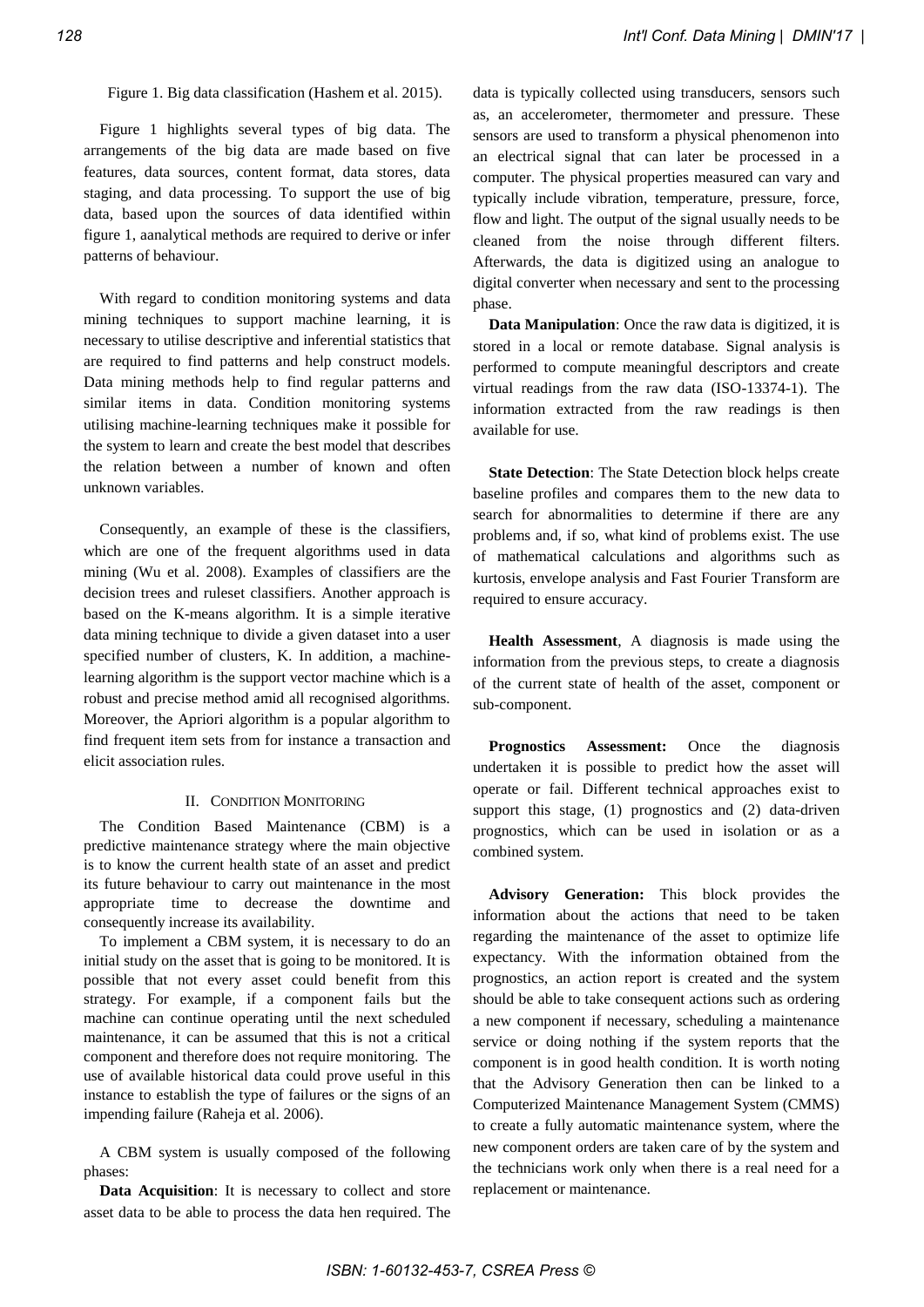Figure 1. Big data classification (Hashem et al. 2015).

Figure 1 highlights several types of big data. The arrangements of the big data are made based on five features, data sources, content format, data stores, data staging, and data processing. To support the use of big data, based upon the sources of data identified within figure 1, aanalytical methods are required to derive or infer patterns of behaviour.

With regard to condition monitoring systems and data mining techniques to support machine learning, it is necessary to utilise descriptive and inferential statistics that are required to find patterns and help construct models. Data mining methods help to find regular patterns and similar items in data. Condition monitoring systems utilising machine-learning techniques make it possible for the system to learn and create the best model that describes the relation between a number of known and often unknown variables.

Consequently, an example of these is the classifiers, which are one of the frequent algorithms used in data mining (Wu et al. 2008). Examples of classifiers are the decision trees and ruleset classifiers. Another approach is based on the K-means algorithm. It is a simple iterative data mining technique to divide a given dataset into a user specified number of clusters, K. In addition, a machine-learning algorithm is the support vector machine which is a robust and precise method amid all recognised algorithms. Moreover, the Apriori algorithm is a popular algorithm to find frequent item sets from for instance a transaction and elicit association rules.

## II. Condition Monitoring

The Condition Based Maintenance (CBM) is a predictive maintenance strategy where the main objective is to know the current health state of an asset and predict its future behaviour to carry out maintenance in the most appropriate time to decrease the downtime and consequently increase its availability.

To implement a CBM system, it is necessary to do an initial study on the asset that is going to be monitored. It is possible that not every asset could benefit from this strategy. For example, if a component fails but the machine can continue operating until the next scheduled maintenance, it can be assumed that this is not a critical component and therefore does not require monitoring. The use of available historical data could prove useful in this instance to establish the type of failures or the signs of an impending failure (Raheja et al. 2006).

A CBM system is usually composed of the following phases:

**Data Acquisition**: It is necessary to collect and store asset data to be able to process the data hen required. The data is typically collected using transducers, sensors such as, an accelerometer, thermometer and pressure. These sensors are used to transform a physical phenomenon into an electrical signal that can later be processed in a computer. The physical properties measured can vary and typically include vibration, temperature, pressure, force, flow and light. The output of the signal usually needs to be cleaned from the noise through different filters. Afterwards, the data is digitized using an analogue to digital converter when necessary and sent to the processing phase.

**Data Manipulation**: Once the raw data is digitized, it is stored in a local or remote database. Signal analysis is performed to compute meaningful descriptors and create virtual readings from the raw data (ISO-13374-1). The information extracted from the raw readings is then available for use.

**State Detection**: The State Detection block helps create baseline profiles and compares them to the new data to search for abnormalities to determine if there are any problems and, if so, what kind of problems exist. The use of mathematical calculations and algorithms such as kurtosis, envelope analysis and Fast Fourier Transform are required to ensure accuracy.

**Health Assessment**, A diagnosis is made using the information from the previous steps, to create a diagnosis of the current state of health of the asset, component or sub-component.

**Prognostics Assessment:** Once the diagnosis undertaken it is possible to predict how the asset will operate or fail. Different technical approaches exist to support this stage, (1) prognostics and (2) data-driven prognostics, which can be used in isolation or as a combined system.

**Advisory Generation:** This block provides the information about the actions that need to be taken regarding the maintenance of the asset to optimize life expectancy. With the information obtained from the prognostics, an action report is created and the system should be able to take consequent actions such as ordering a new component if necessary, scheduling a maintenance service or doing nothing if the system reports that the component is in good health condition. It is worth noting that the Advisory Generation then can be linked to a Computerized Maintenance Management System (CMMS) to create a fully automatic maintenance system, where the new component orders are taken care of by the system and the technicians work only when there is a real need for a replacement or maintenance.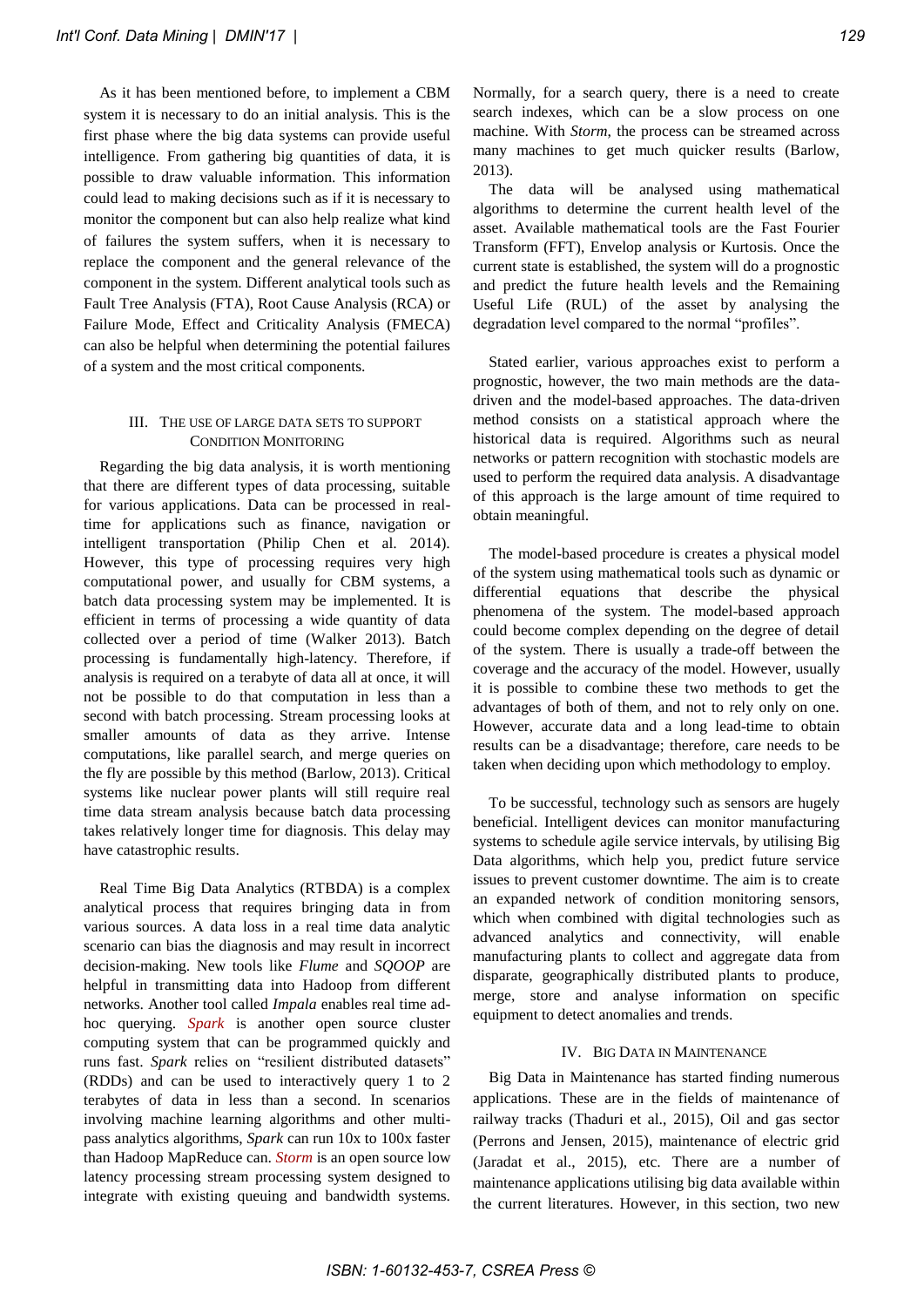As it has been mentioned before, to implement a CBM system it is necessary to do an initial analysis. This is the first phase where the big data systems can provide useful intelligence. From gathering big quantities of data, it is possible to draw valuable information. This information could lead to making decisions such as if it is necessary to monitor the component but can also help realize what kind of failures the system suffers, when it is necessary to replace the component and the general relevance of the component in the system. Different analytical tools such as Fault Tree Analysis (FTA), Root Cause Analysis (RCA) or Failure Mode, Effect and Criticality Analysis (FMECA) can also be helpful when determining the potential failures of a system and the most critical components.

## III. The Use of Large Data Sets to Support Condition Monitoring

Regarding the big data analysis, it is worth mentioning that there are different types of data processing, suitable for various applications. Data can be processed in real-time for applications such as finance, navigation or intelligent transportation (Philip Chen et al. 2014). However, this type of processing requires very high computational power, and usually for CBM systems, a batch data processing system may be implemented. It is efficient in terms of processing a wide quantity of data collected over a period of time (Walker 2013). Batch processing is fundamentally high-latency. Therefore, if analysis is required on a terabyte of data all at once, it will not be possible to do that computation in less than a second with batch processing. Stream processing looks at smaller amounts of data as they arrive. Intense computations, like parallel search, and merge queries on the fly are possible by this method (Barlow, 2013). Critical systems like nuclear power plants will still require real time data stream analysis because batch data processing takes relatively longer time for diagnosis. This delay may have catastrophic results.

Real Time Big Data Analytics (RTBDA) is a complex analytical process that requires bringing data in from various sources. A data loss in a real time data analytic scenario can bias the diagnosis and may result in incorrect decision-making. New tools like *Flume* and *SQOOP* are helpful in transmitting data into Hadoop from different networks. Another tool called *Impala* enables real time ad-hoc querying. *Spark* is another open source cluster computing system that can be programmed quickly and runs fast. *Spark* relies on "resilient distributed datasets" (RDDs) and can be used to interactively query 1 to 2 terabytes of data in less than a second. In scenarios involving machine learning algorithms and other multi-pass analytics algorithms, *Spark* can run 10x to 100x faster than Hadoop MapReduce can. *Storm* is an open source low latency processing stream processing system designed to integrate with existing queuing and bandwidth systems. Normally, for a search query, there is a need to create search indexes, which can be a slow process on one machine. With *Storm*, the process can be streamed across many machines to get much quicker results (Barlow, 2013).

The data will be analysed using mathematical algorithms to determine the current health level of the asset. Available mathematical tools are the Fast Fourier Transform (FFT), Envelop analysis or Kurtosis. Once the current state is established, the system will do a prognostic and predict the future health levels and the Remaining Useful Life (RUL) of the asset by analysing the degradation level compared to the normal "profiles".

Stated earlier, various approaches exist to perform a prognostic, however, the two main methods are the data-driven and the model-based approaches. The data-driven method consists on a statistical approach where the historical data is required. Algorithms such as neural networks or pattern recognition with stochastic models are used to perform the required data analysis. A disadvantage of this approach is the large amount of time required to obtain meaningful.

The model-based procedure is creates a physical model of the system using mathematical tools such as dynamic or differential equations that describe the physical phenomena of the system. The model-based approach could become complex depending on the degree of detail of the system. There is usually a trade-off between the coverage and the accuracy of the model. However, usually it is possible to combine these two methods to get the advantages of both of them, and not to rely only on one. However, accurate data and a long lead-time to obtain results can be a disadvantage; therefore, care needs to be taken when deciding upon which methodology to employ.

To be successful, technology such as sensors are hugely beneficial. Intelligent devices can monitor manufacturing systems to schedule agile service intervals, by utilising Big Data algorithms, which help you, predict future service issues to prevent customer downtime. The aim is to create an expanded network of condition monitoring sensors, which when combined with digital technologies such as advanced analytics and connectivity, will enable manufacturing plants to collect and aggregate data from disparate, geographically distributed plants to produce, merge, store and analyse information on specific equipment to detect anomalies and trends.

## IV. Big Data in Maintenance

Big Data in Maintenance has started finding numerous applications. These are in the fields of maintenance of railway tracks (Thaduri et al., 2015), Oil and gas sector (Perrons and Jensen, 2015), maintenance of electric grid (Jaradat et al., 2015), etc. There are a number of maintenance applications utilising big data available within the current literatures. However, in this section, two new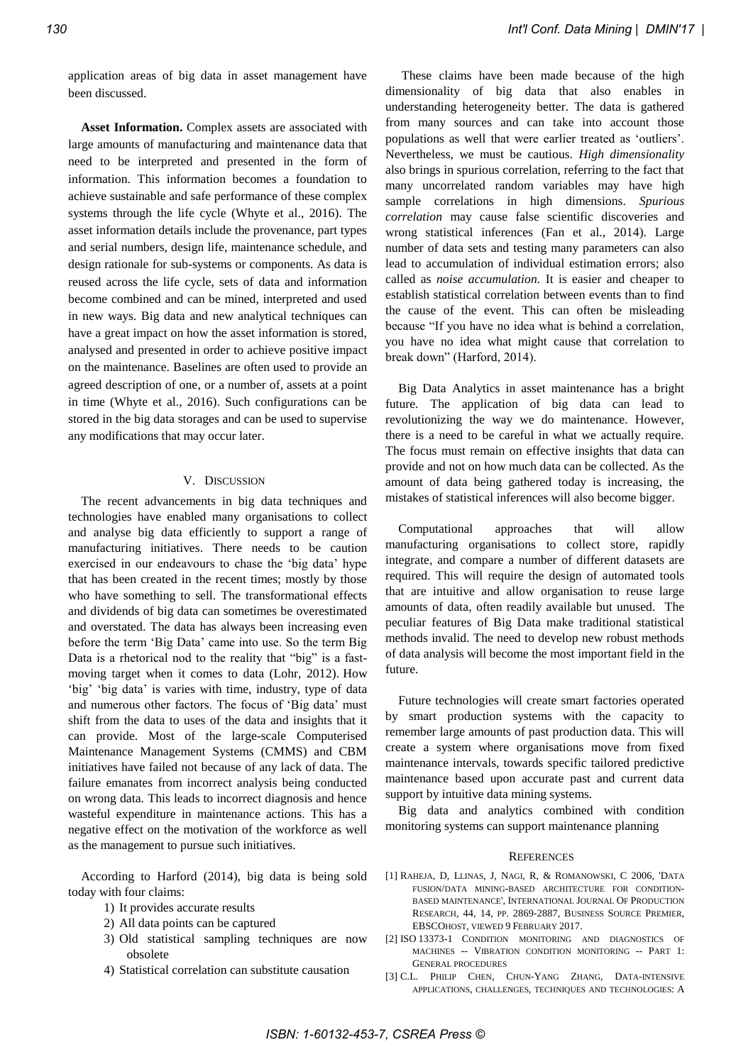application areas of big data in asset management have been discussed.

**Asset Information.** Complex assets are associated with large amounts of manufacturing and maintenance data that need to be interpreted and presented in the form of information. This information becomes a foundation to achieve sustainable and safe performance of these complex systems through the life cycle (Whyte et al., 2016). The asset information details include the provenance, part types and serial numbers, design life, maintenance schedule, and design rationale for sub-systems or components. As data is reused across the life cycle, sets of data and information become combined and can be mined, interpreted and used in new ways. Big data and new analytical techniques can have a great impact on how the asset information is stored, analysed and presented in order to achieve positive impact on the maintenance. Baselines are often used to provide an agreed description of one, or a number of, assets at a point in time (Whyte et al., 2016). Such configurations can be stored in the big data storages and can be used to supervise any modifications that may occur later.

## V. Discussion

The recent advancements in big data techniques and technologies have enabled many organisations to collect and analyse big data efficiently to support a range of manufacturing initiatives. There needs to be caution exercised in our endeavours to chase the 'big data' hype that has been created in the recent times; mostly by those who have something to sell. The transformational effects and dividends of big data can sometimes be overestimated and overstated. The data has always been increasing even before the term 'Big Data' came into use. So the term Big Data is a rhetorical nod to the reality that "big" is a fast-moving target when it comes to data (Lohr, 2012). How 'big' 'big data' is varies with time, industry, type of data and numerous other factors. The focus of 'Big data' must shift from the data to uses of the data and insights that it can provide. Most of the large-scale Computerised Maintenance Management Systems (CMMS) and CBM initiatives have failed not because of any lack of data. The failure emanates from incorrect analysis being conducted on wrong data. This leads to incorrect diagnosis and hence wasteful expenditure in maintenance actions. This has a negative effect on the motivation of the workforce as well as the management to pursue such initiatives.

According to Harford (2014), big data is being sold today with four claims:

1) It provides accurate results
2) All data points can be captured
3) Old statistical sampling techniques are now obsolete
4) Statistical correlation can substitute causation

These claims have been made because of the high dimensionality of big data that also enables in understanding heterogeneity better. The data is gathered from many sources and can take into account those populations as well that were earlier treated as 'outliers'. Nevertheless, we must be cautious. *High dimensionality* also brings in spurious correlation, referring to the fact that many uncorrelated random variables may have high sample correlations in high dimensions. *Spurious correlation* may cause false scientific discoveries and wrong statistical inferences (Fan et al., 2014). Large number of data sets and testing many parameters can also lead to accumulation of individual estimation errors; also called as *noise accumulation.* It is easier and cheaper to establish statistical correlation between events than to find the cause of the event. This can often be misleading because "If you have no idea what is behind a correlation, you have no idea what might cause that correlation to break down" (Harford, 2014).

Big Data Analytics in asset maintenance has a bright future. The application of big data can lead to revolutionizing the way we do maintenance. However, there is a need to be careful in what we actually require. The focus must remain on effective insights that data can provide and not on how much data can be collected. As the amount of data being gathered today is increasing, the mistakes of statistical inferences will also become bigger.

Computational approaches that will allow manufacturing organisations to collect store, rapidly integrate, and compare a number of different datasets are required. This will require the design of automated tools that are intuitive and allow organisation to reuse large amounts of data, often readily available but unused. The peculiar features of Big Data make traditional statistical methods invalid. The need to develop new robust methods of data analysis will become the most important field in the future.

Future technologies will create smart factories operated by smart production systems with the capacity to remember large amounts of past production data. This will create a system where organisations move from fixed maintenance intervals, towards specific tailored predictive maintenance based upon accurate past and current data support by intuitive data mining systems.

Big data and analytics combined with condition monitoring systems can support maintenance planning

## References

[1] Raheja, D, Llinas, J, Nagi, R, & Romanowski, C 2006, 'Data fusion/data mining-based architecture for condition-based maintenance', International Journal Of Production Research, 44, 14, pp. 2869-2887, Business Source Premier, EBSCOhost, viewed 9 February 2017.

[2] ISO 13373-1 Condition monitoring and diagnostics of machines -- Vibration condition monitoring -- Part 1: General procedures

[3] C.L. Philip Chen, Chun-Yang Zhang, Data-intensive applications, challenges, techniques and technologies: A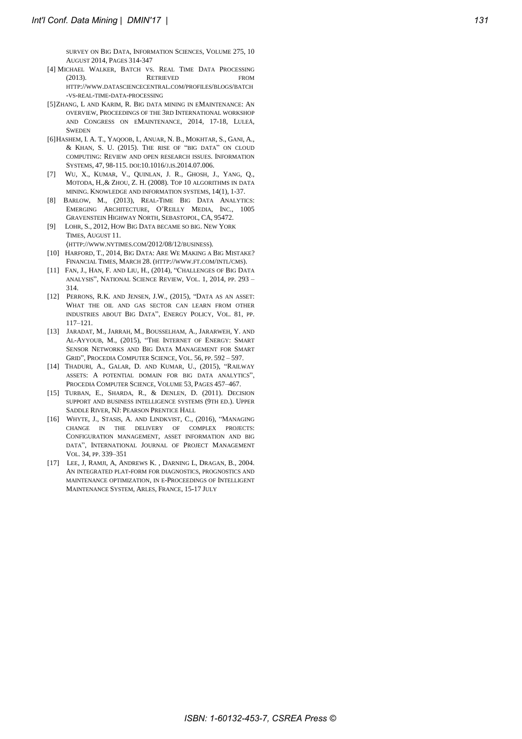survey on Big Data, Information Sciences, Volume 275, 10 August 2014, Pages 314-347

[4] Michael Walker, Batch vs. Real Time Data Processing (2013). Retrieved from http://www.datasciencecentral.com/profiles/blogs/batch-vs-real-time-data-processing

[5] Zhang, L and Karim, R. Big data mining in eMaintenance: An overview, Proceedings of the 3rd International workshop and Congress on eMaintenance, 2014, 17-18, Luleå, Sweden

[6] Hashem, I. A. T., Yaqoob, I., Anuar, N. B., Mokhtar, S., Gani, A., & Khan, S. U. (2015). The rise of "big data" on cloud computing: Review and open research issues. Information Systems, 47, 98-115. doi:10.1016/j.is.2014.07.006.

[7] Wu, X., Kumar, V., Quinlan, J. R., Ghosh, J., Yang, Q., Motoda, H.,& Zhou, Z. H. (2008). Top 10 algorithms in data mining. Knowledge and information systems, 14(1), 1-37.

[8] Barlow, M., (2013), Real-Time Big Data Analytics: Emerging Architecture, O'Reilly Media, Inc., 1005 Gravenstein Highway North, Sebastopol, CA, 95472.

[9] Lohr, S., 2012, How Big Data became so big. New York Times, August 11. (http://www.nytimes.com/2012/08/12/business).

[10] Harford, T., 2014, Big Data: Are We Making a Big Mistake? Financial Times, March 28. (http://www.ft.com/intl/cms).

[11] Fan, J., Han, F. and Liu, H., (2014), "Challenges of Big Data analysis", National Science Review, Vol. 1, 2014, pp. 293 – 314.

[12] Perrons, R.K. and Jensen, J.W., (2015), "Data as an asset: What the oil and gas sector can learn from other industries about Big Data", Energy Policy, Vol. 81, pp. 117–121.

[13] Jaradat, M., Jarrah, M., Bousselham, A., Jararweh, Y. and Al-Ayyoub, M., (2015), "The Internet of Energy: Smart Sensor Networks and Big Data Management for Smart Grid", Procedia Computer Science, Vol. 56, pp. 592 – 597.

[14] Thaduri, A., Galar, D. and Kumar, U., (2015), "Railway assets: A potential domain for big data analytics", Procedia Computer Science, Volume 53, Pages 457–467.

[15] Turban, E., Sharda, R., & Denlen, D. (2011). Decision support and business intelligence systems (9th ed.). Upper Saddle River, NJ: Pearson Prentice Hall

[16] Whyte, J., Stasis, A. and Lindkvist, C., (2016), "Managing change in the delivery of complex projects: Configuration management, asset information and big data", International Journal of Project Management Vol. 34, pp. 339–351

[17] Lee, J, Ramji, A, Andrews K. , Darning L, Dragan, B., 2004. An integrated plat-form for diagnostics, prognostics and maintenance optimization, in e-Proceedings of Intelligent Maintenance System, Arles, France, 15-17 July